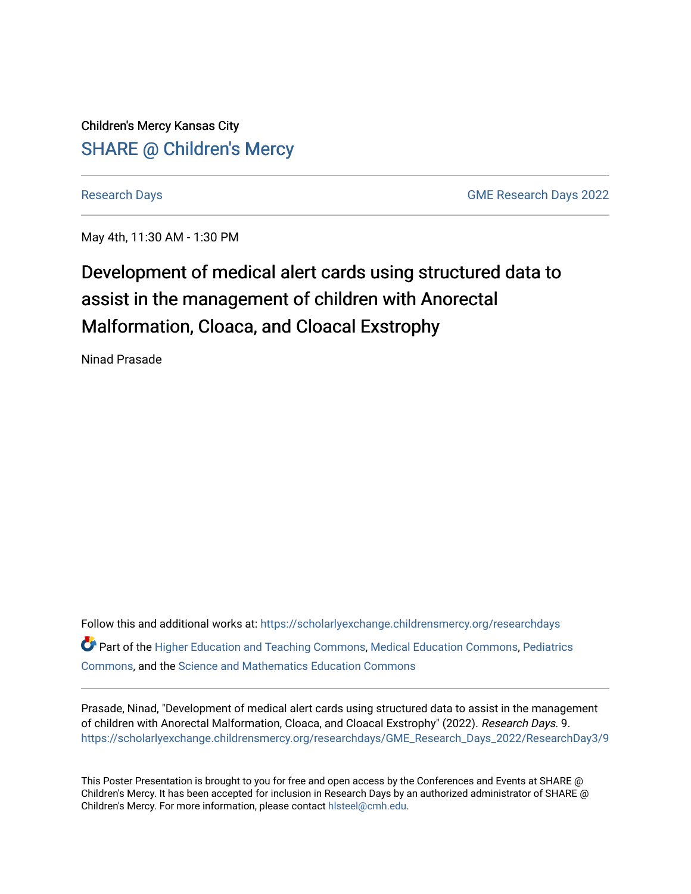Children's Mercy Kansas City

SHARE @ Children's Mercy

Research Days | GME Research Days 2022

May 4th, 11:30 AM - 1:30 PM

# Development of medical alert cards using structured data to assist in the management of children with Anorectal Malformation, Cloaca, and Cloacal Exstrophy

Ninad Prasade

Follow this and additional works at: https://scholarlyexchange.childrensmercy.org/researchdays

Part of the Higher Education and Teaching Commons, Medical Education Commons, Pediatrics Commons, and the Science and Mathematics Education Commons

Prasade, Ninad, "Development of medical alert cards using structured data to assist in the management of children with Anorectal Malformation, Cloaca, and Cloacal Exstrophy" (2022). *Research Days*. 9. https://scholarlyexchange.childrensmercy.org/researchdays/GME_Research_Days_2022/ResearchDay3/9

This Poster Presentation is brought to you for free and open access by the Conferences and Events at SHARE @ Children's Mercy. It has been accepted for inclusion in Research Days by an authorized administrator of SHARE @ Children's Mercy. For more information, please contact hlsteel@cmh.edu.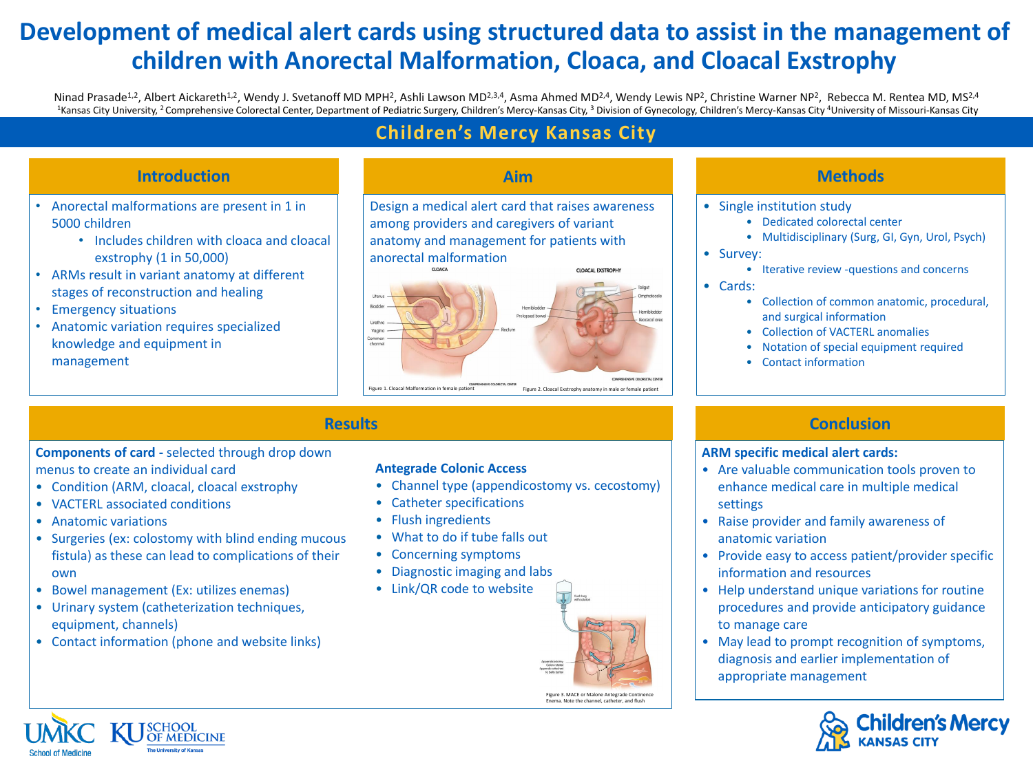# Development of medical alert cards using structured data to assist in the management of children with Anorectal Malformation, Cloaca, and Cloacal Exstrophy

Ninad Prasade[1,2], Albert Aickareth[1,2], Wendy J. Svetanoff MD MPH[2], Ashli Lawson MD[2,3,4], Asma Ahmed MD[2,4], Wendy Lewis NP[2], Christine Warner NP[2], Rebecca M. Rentea MD, MS[2,4]

[1]Kansas City University, [2] Comprehensive Colorectal Center, Department of Pediatric Surgery, Children's Mercy-Kansas City, [3] Division of Gynecology, Children's Mercy-Kansas City [4]University of Missouri-Kansas City

## Children's Mercy Kansas City

## Introduction

- Anorectal malformations are present in 1 in 5000 children
  - Includes children with cloaca and cloacal exstrophy (1 in 50,000)
- ARMs result in variant anatomy at different stages of reconstruction and healing
- Emergency situations
- Anatomic variation requires specialized knowledge and equipment in management

## Aim

Design a medical alert card that raises awareness among providers and caregivers of variant anatomy and management for patients with anorectal malformation

Figure 1. Cloacal Malformation in female patient

Figure 2. Cloacal Exstrophy anatomy in male or female patient

## Methods

- Single institution study
  - Dedicated colorectal center
  - Multidisciplinary (Surg, GI, Gyn, Urol, Psych)
- Survey:
  - Iterative review -questions and concerns
- Cards:
  - Collection of common anatomic, procedural, and surgical information
  - Collection of VACTERL anomalies
  - Notation of special equipment required
  - Contact information

## Results

**Components of card -** selected through drop down menus to create an individual card

- Condition (ARM, cloacal, cloacal exstrophy)
- VACTERL associated conditions
- Anatomic variations
- Surgeries (ex: colostomy with blind ending mucous fistula) as these can lead to complications of their own
- Bowel management (Ex: utilizes enemas)
- Urinary system (catheterization techniques, equipment, channels)
- Contact information (phone and website links)

**Antegrade Colonic Access**

- Channel type (appendicostomy vs. cecostomy)
- Catheter specifications
- Flush ingredients
- What to do if tube falls out
- Concerning symptoms
- Diagnostic imaging and labs
- Link/QR code to website

Figure 3. MACE or Malone Antegrade Continence Enema. Note the channel, catheter, and flush

## Conclusion

**ARM specific medical alert cards:**

- Are valuable communication tools proven to enhance medical care in multiple medical settings
- Raise provider and family awareness of anatomic variation
- Provide easy to access patient/provider specific information and resources
- Help understand unique variations for routine procedures and provide anticipatory guidance to manage care
- May lead to prompt recognition of symptoms, diagnosis and earlier implementation of appropriate management